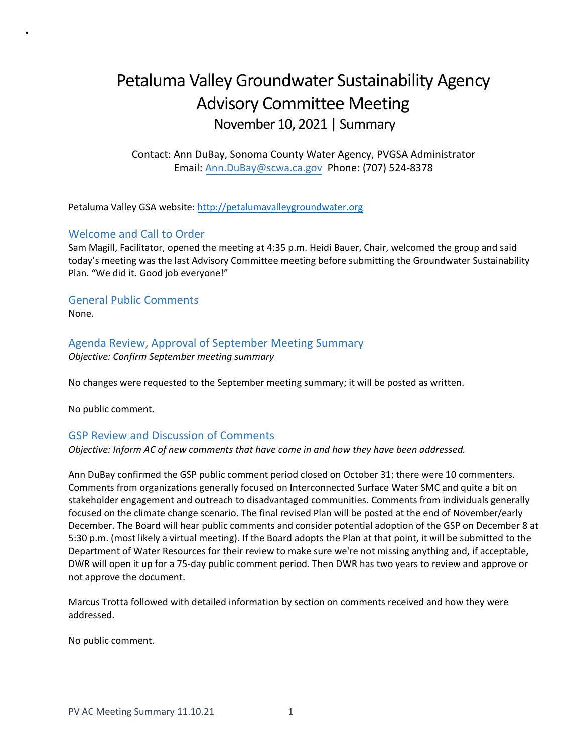# Petaluma Valley Groundwater Sustainability Agency Advisory Committee Meeting

November 10, 2021 | Summary

Contact: Ann DuBay, Sonoma County Water Agency, PVGSA Administrator
Email: Ann.DuBay@scwa.ca.gov Phone: (707) 524-8378

Petaluma Valley GSA website: http://petalumavalleygroundwater.org

## Welcome and Call to Order

Sam Magill, Facilitator, opened the meeting at 4:35 p.m. Heidi Bauer, Chair, welcomed the group and said today's meeting was the last Advisory Committee meeting before submitting the Groundwater Sustainability Plan. "We did it. Good job everyone!"

## General Public Comments

None.

## Agenda Review, Approval of September Meeting Summary

*Objective: Confirm September meeting summary*

No changes were requested to the September meeting summary; it will be posted as written.

No public comment.

## GSP Review and Discussion of Comments

*Objective: Inform AC of new comments that have come in and how they have been addressed.*

Ann DuBay confirmed the GSP public comment period closed on October 31; there were 10 commenters. Comments from organizations generally focused on Interconnected Surface Water SMC and quite a bit on stakeholder engagement and outreach to disadvantaged communities. Comments from individuals generally focused on the climate change scenario. The final revised Plan will be posted at the end of November/early December. The Board will hear public comments and consider potential adoption of the GSP on December 8 at 5:30 p.m. (most likely a virtual meeting). If the Board adopts the Plan at that point, it will be submitted to the Department of Water Resources for their review to make sure we're not missing anything and, if acceptable, DWR will open it up for a 75-day public comment period. Then DWR has two years to review and approve or not approve the document.

Marcus Trotta followed with detailed information by section on comments received and how they were addressed.

No public comment.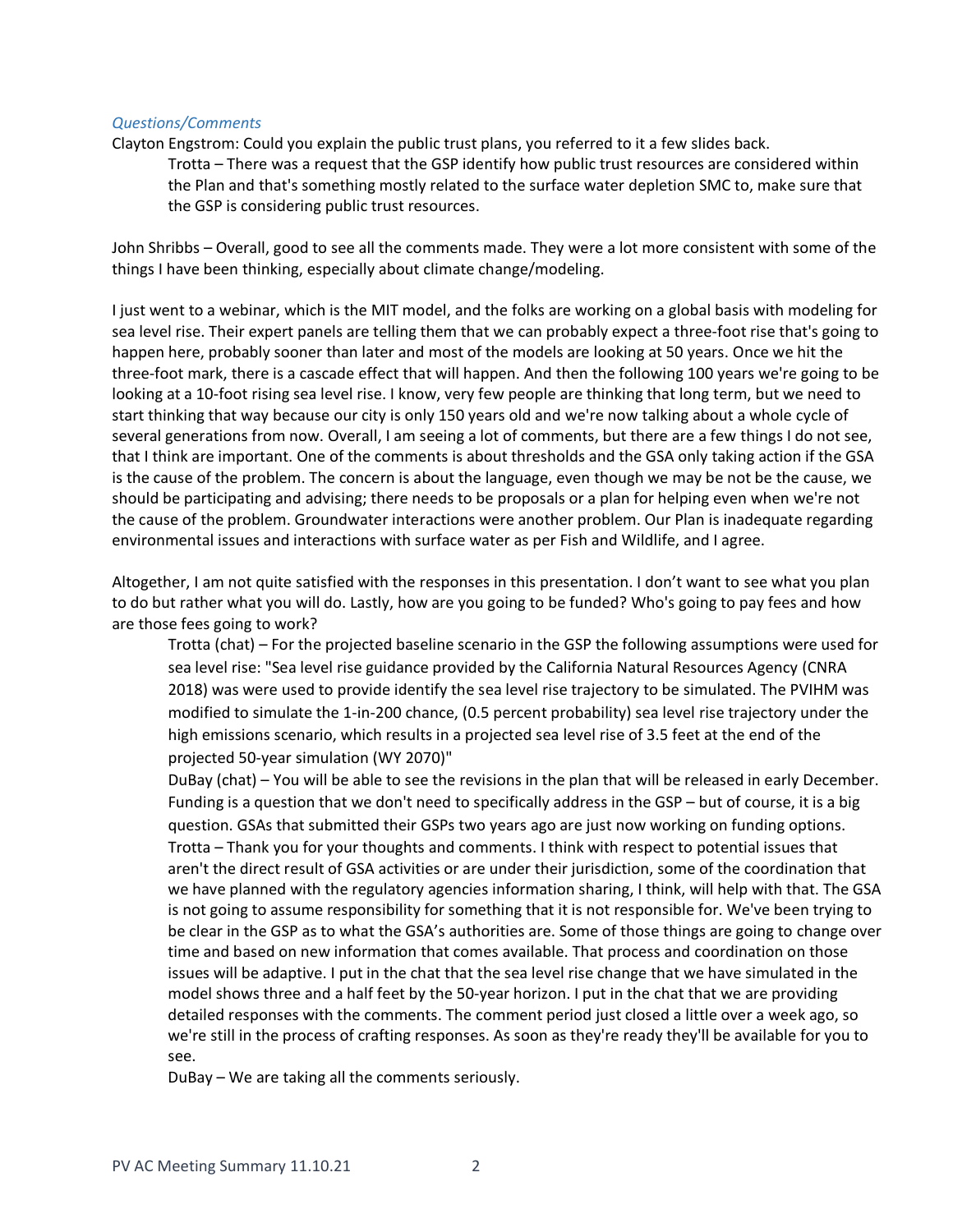*Questions/Comments*

Clayton Engstrom: Could you explain the public trust plans, you referred to it a few slides back.

> Trotta – There was a request that the GSP identify how public trust resources are considered within the Plan and that's something mostly related to the surface water depletion SMC to, make sure that the GSP is considering public trust resources.

John Shribbs – Overall, good to see all the comments made. They were a lot more consistent with some of the things I have been thinking, especially about climate change/modeling.

I just went to a webinar, which is the MIT model, and the folks are working on a global basis with modeling for sea level rise. Their expert panels are telling them that we can probably expect a three-foot rise that's going to happen here, probably sooner than later and most of the models are looking at 50 years. Once we hit the three-foot mark, there is a cascade effect that will happen. And then the following 100 years we're going to be looking at a 10-foot rising sea level rise. I know, very few people are thinking that long term, but we need to start thinking that way because our city is only 150 years old and we're now talking about a whole cycle of several generations from now. Overall, I am seeing a lot of comments, but there are a few things I do not see, that I think are important. One of the comments is about thresholds and the GSA only taking action if the GSA is the cause of the problem. The concern is about the language, even though we may be not be the cause, we should be participating and advising; there needs to be proposals or a plan for helping even when we're not the cause of the problem. Groundwater interactions were another problem. Our Plan is inadequate regarding environmental issues and interactions with surface water as per Fish and Wildlife, and I agree.

Altogether, I am not quite satisfied with the responses in this presentation. I don't want to see what you plan to do but rather what you will do. Lastly, how are you going to be funded? Who's going to pay fees and how are those fees going to work?

> Trotta (chat) – For the projected baseline scenario in the GSP the following assumptions were used for sea level rise: "Sea level rise guidance provided by the California Natural Resources Agency (CNRA 2018) was were used to provide identify the sea level rise trajectory to be simulated. The PVIHM was modified to simulate the 1-in-200 chance, (0.5 percent probability) sea level rise trajectory under the high emissions scenario, which results in a projected sea level rise of 3.5 feet at the end of the projected 50-year simulation (WY 2070)"
>
> DuBay (chat) – You will be able to see the revisions in the plan that will be released in early December. Funding is a question that we don't need to specifically address in the GSP – but of course, it is a big question. GSAs that submitted their GSPs two years ago are just now working on funding options.
>
> Trotta – Thank you for your thoughts and comments. I think with respect to potential issues that aren't the direct result of GSA activities or are under their jurisdiction, some of the coordination that we have planned with the regulatory agencies information sharing, I think, will help with that. The GSA is not going to assume responsibility for something that it is not responsible for. We've been trying to be clear in the GSP as to what the GSA's authorities are. Some of those things are going to change over time and based on new information that comes available. That process and coordination on those issues will be adaptive. I put in the chat that the sea level rise change that we have simulated in the model shows three and a half feet by the 50-year horizon. I put in the chat that we are providing detailed responses with the comments. The comment period just closed a little over a week ago, so we're still in the process of crafting responses. As soon as they're ready they'll be available for you to see.
>
> DuBay – We are taking all the comments seriously.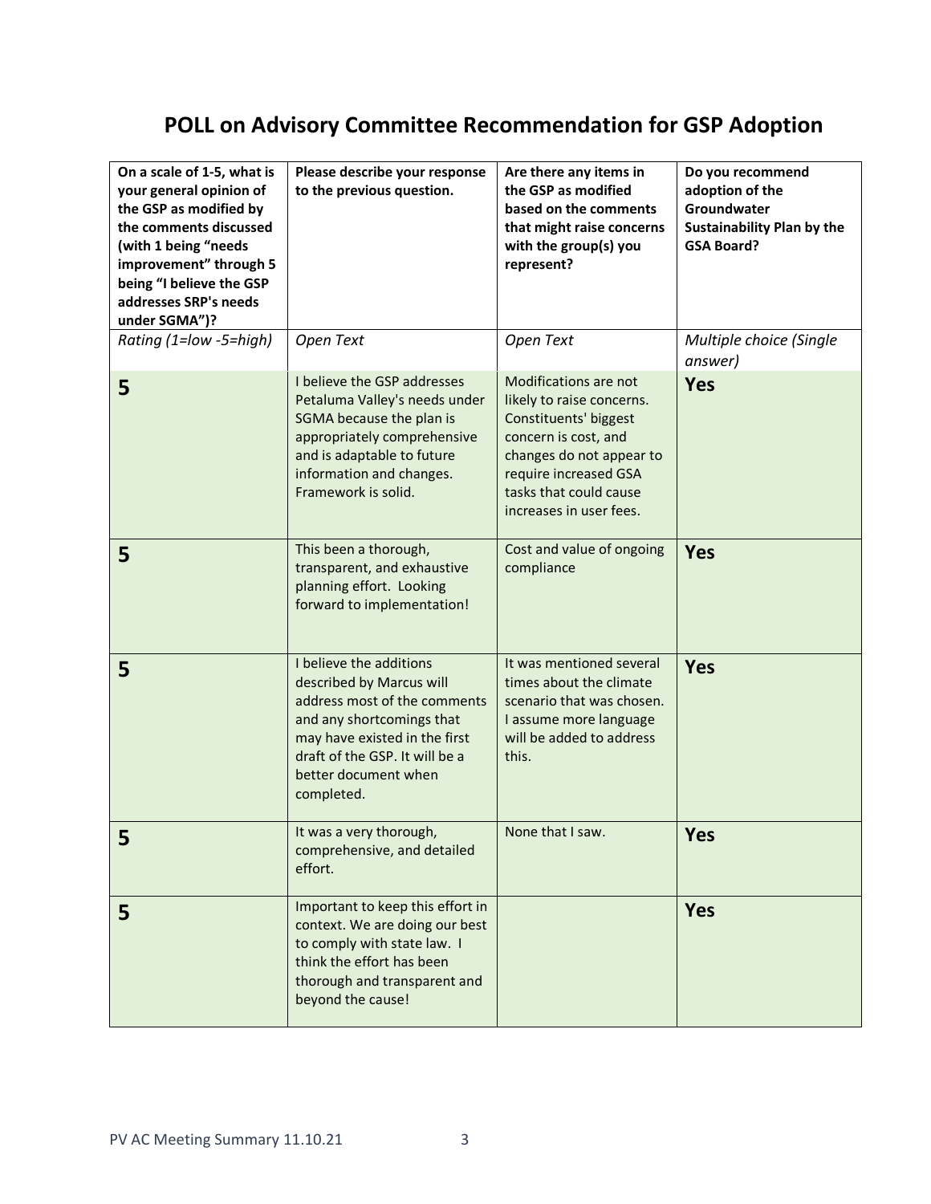# POLL on Advisory Committee Recommendation for GSP Adoption

| On a scale of 1-5, what is your general opinion of the GSP as modified by the comments discussed (with 1 being "needs improvement" through 5 being "I believe the GSP addresses SRP's needs under SGMA")? | Please describe your response to the previous question. | Are there any items in the GSP as modified based on the comments that might raise concerns with the group(s) you represent? | Do you recommend adoption of the Groundwater Sustainability Plan by the GSA Board? |
|---|---|---|---|
| *Rating (1=low -5=high)* | *Open Text* | *Open Text* | *Multiple choice (Single answer)* |
| **5** | I believe the GSP addresses Petaluma Valley's needs under SGMA because the plan is appropriately comprehensive and is adaptable to future information and changes. Framework is solid. | Modifications are not likely to raise concerns. Constituents' biggest concern is cost, and changes do not appear to require increased GSA tasks that could cause increases in user fees. | **Yes** |
| **5** | This been a thorough, transparent, and exhaustive planning effort. Looking forward to implementation! | Cost and value of ongoing compliance | **Yes** |
| **5** | I believe the additions described by Marcus will address most of the comments and any shortcomings that may have existed in the first draft of the GSP. It will be a better document when completed. | It was mentioned several times about the climate scenario that was chosen. I assume more language will be added to address this. | **Yes** |
| **5** | It was a very thorough, comprehensive, and detailed effort. | None that I saw. | **Yes** |
| **5** | Important to keep this effort in context. We are doing our best to comply with state law. I think the effort has been thorough and transparent and beyond the cause! | | **Yes** |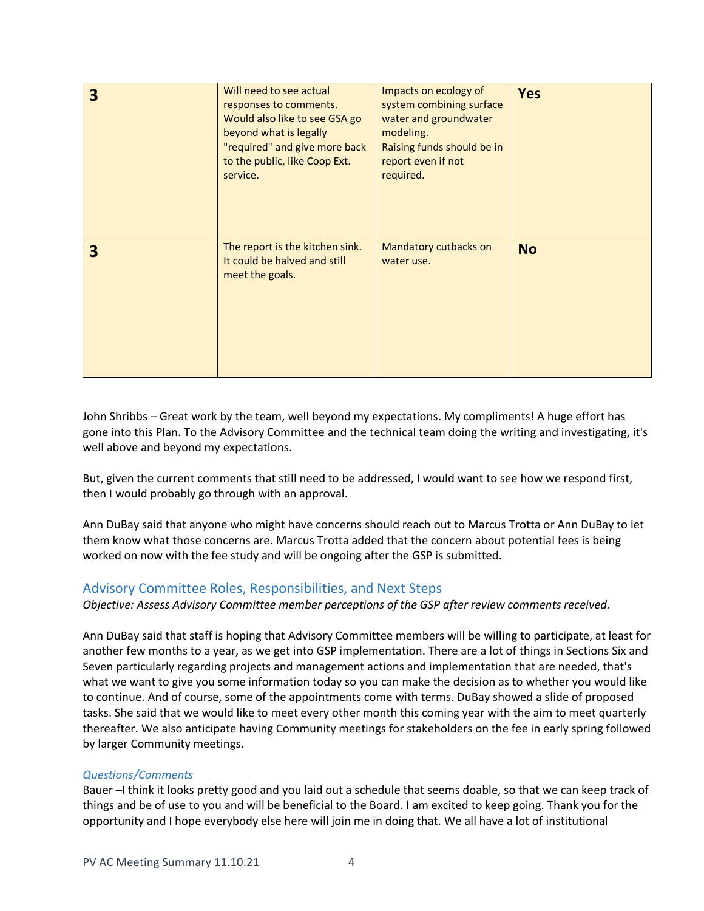| **3** | Will need to see actual responses to comments. Would also like to see GSA go beyond what is legally "required" and give more back to the public, like Coop Ext. service. | Impacts on ecology of system combining surface water and groundwater modeling. Raising funds should be in report even if not required. | **Yes** |
|---|---|---|---|
| **3** | The report is the kitchen sink. It could be halved and still meet the goals. | Mandatory cutbacks on water use. | **No** |

John Shribbs – Great work by the team, well beyond my expectations. My compliments! A huge effort has gone into this Plan. To the Advisory Committee and the technical team doing the writing and investigating, it's well above and beyond my expectations.

But, given the current comments that still need to be addressed, I would want to see how we respond first, then I would probably go through with an approval.

Ann DuBay said that anyone who might have concerns should reach out to Marcus Trotta or Ann DuBay to let them know what those concerns are. Marcus Trotta added that the concern about potential fees is being worked on now with the fee study and will be ongoing after the GSP is submitted.

## Advisory Committee Roles, Responsibilities, and Next Steps

*Objective: Assess Advisory Committee member perceptions of the GSP after review comments received.*

Ann DuBay said that staff is hoping that Advisory Committee members will be willing to participate, at least for another few months to a year, as we get into GSP implementation. There are a lot of things in Sections Six and Seven particularly regarding projects and management actions and implementation that are needed, that's what we want to give you some information today so you can make the decision as to whether you would like to continue. And of course, some of the appointments come with terms. DuBay showed a slide of proposed tasks. She said that we would like to meet every other month this coming year with the aim to meet quarterly thereafter. We also anticipate having Community meetings for stakeholders on the fee in early spring followed by larger Community meetings.

### *Questions/Comments*

Bauer –I think it looks pretty good and you laid out a schedule that seems doable, so that we can keep track of things and be of use to you and will be beneficial to the Board. I am excited to keep going. Thank you for the opportunity and I hope everybody else here will join me in doing that. We all have a lot of institutional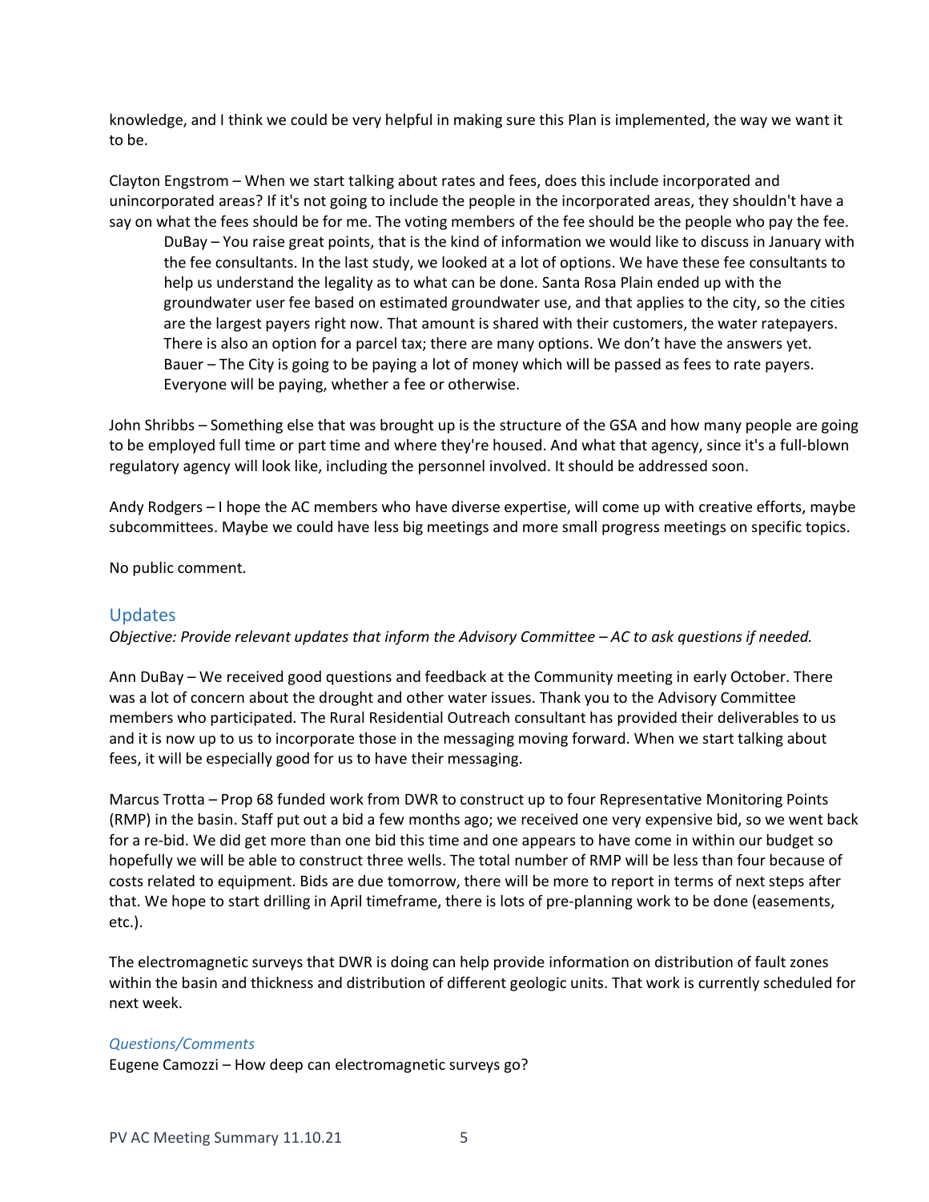knowledge, and I think we could be very helpful in making sure this Plan is implemented, the way we want it to be.

Clayton Engstrom – When we start talking about rates and fees, does this include incorporated and unincorporated areas? If it's not going to include the people in the incorporated areas, they shouldn't have a say on what the fees should be for me. The voting members of the fee should be the people who pay the fee.

> DuBay – You raise great points, that is the kind of information we would like to discuss in January with the fee consultants. In the last study, we looked at a lot of options. We have these fee consultants to help us understand the legality as to what can be done. Santa Rosa Plain ended up with the groundwater user fee based on estimated groundwater use, and that applies to the city, so the cities are the largest payers right now. That amount is shared with their customers, the water ratepayers. There is also an option for a parcel tax; there are many options. We don't have the answers yet.
> Bauer – The City is going to be paying a lot of money which will be passed as fees to rate payers. Everyone will be paying, whether a fee or otherwise.

John Shribbs – Something else that was brought up is the structure of the GSA and how many people are going to be employed full time or part time and where they're housed. And what that agency, since it's a full-blown regulatory agency will look like, including the personnel involved. It should be addressed soon.

Andy Rodgers – I hope the AC members who have diverse expertise, will come up with creative efforts, maybe subcommittees. Maybe we could have less big meetings and more small progress meetings on specific topics.

No public comment.

## Updates

*Objective: Provide relevant updates that inform the Advisory Committee – AC to ask questions if needed.*

Ann DuBay – We received good questions and feedback at the Community meeting in early October. There was a lot of concern about the drought and other water issues. Thank you to the Advisory Committee members who participated. The Rural Residential Outreach consultant has provided their deliverables to us and it is now up to us to incorporate those in the messaging moving forward. When we start talking about fees, it will be especially good for us to have their messaging.

Marcus Trotta – Prop 68 funded work from DWR to construct up to four Representative Monitoring Points (RMP) in the basin. Staff put out a bid a few months ago; we received one very expensive bid, so we went back for a re-bid. We did get more than one bid this time and one appears to have come in within our budget so hopefully we will be able to construct three wells. The total number of RMP will be less than four because of costs related to equipment. Bids are due tomorrow, there will be more to report in terms of next steps after that. We hope to start drilling in April timeframe, there is lots of pre-planning work to be done (easements, etc.).

The electromagnetic surveys that DWR is doing can help provide information on distribution of fault zones within the basin and thickness and distribution of different geologic units. That work is currently scheduled for next week.

### *Questions/Comments*

Eugene Camozzi – How deep can electromagnetic surveys go?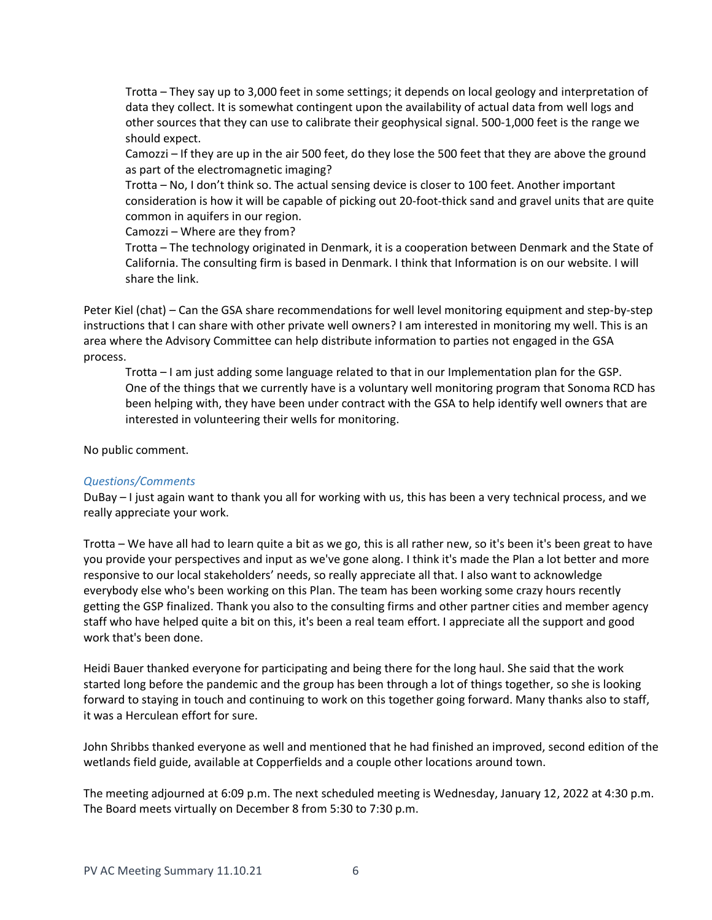Trotta – They say up to 3,000 feet in some settings; it depends on local geology and interpretation of data they collect. It is somewhat contingent upon the availability of actual data from well logs and other sources that they can use to calibrate their geophysical signal. 500-1,000 feet is the range we should expect.

Camozzi – If they are up in the air 500 feet, do they lose the 500 feet that they are above the ground as part of the electromagnetic imaging?

Trotta – No, I don't think so. The actual sensing device is closer to 100 feet. Another important consideration is how it will be capable of picking out 20-foot-thick sand and gravel units that are quite common in aquifers in our region.

Camozzi – Where are they from?

Trotta – The technology originated in Denmark, it is a cooperation between Denmark and the State of California. The consulting firm is based in Denmark. I think that Information is on our website. I will share the link.

Peter Kiel (chat) – Can the GSA share recommendations for well level monitoring equipment and step-by-step instructions that I can share with other private well owners? I am interested in monitoring my well. This is an area where the Advisory Committee can help distribute information to parties not engaged in the GSA process.

Trotta – I am just adding some language related to that in our Implementation plan for the GSP. One of the things that we currently have is a voluntary well monitoring program that Sonoma RCD has been helping with, they have been under contract with the GSA to help identify well owners that are interested in volunteering their wells for monitoring.

No public comment.

*Questions/Comments*

DuBay – I just again want to thank you all for working with us, this has been a very technical process, and we really appreciate your work.

Trotta – We have all had to learn quite a bit as we go, this is all rather new, so it's been it's been great to have you provide your perspectives and input as we've gone along. I think it's made the Plan a lot better and more responsive to our local stakeholders' needs, so really appreciate all that. I also want to acknowledge everybody else who's been working on this Plan. The team has been working some crazy hours recently getting the GSP finalized. Thank you also to the consulting firms and other partner cities and member agency staff who have helped quite a bit on this, it's been a real team effort. I appreciate all the support and good work that's been done.

Heidi Bauer thanked everyone for participating and being there for the long haul. She said that the work started long before the pandemic and the group has been through a lot of things together, so she is looking forward to staying in touch and continuing to work on this together going forward. Many thanks also to staff, it was a Herculean effort for sure.

John Shribbs thanked everyone as well and mentioned that he had finished an improved, second edition of the wetlands field guide, available at Copperfields and a couple other locations around town.

The meeting adjourned at 6:09 p.m. The next scheduled meeting is Wednesday, January 12, 2022 at 4:30 p.m. The Board meets virtually on December 8 from 5:30 to 7:30 p.m.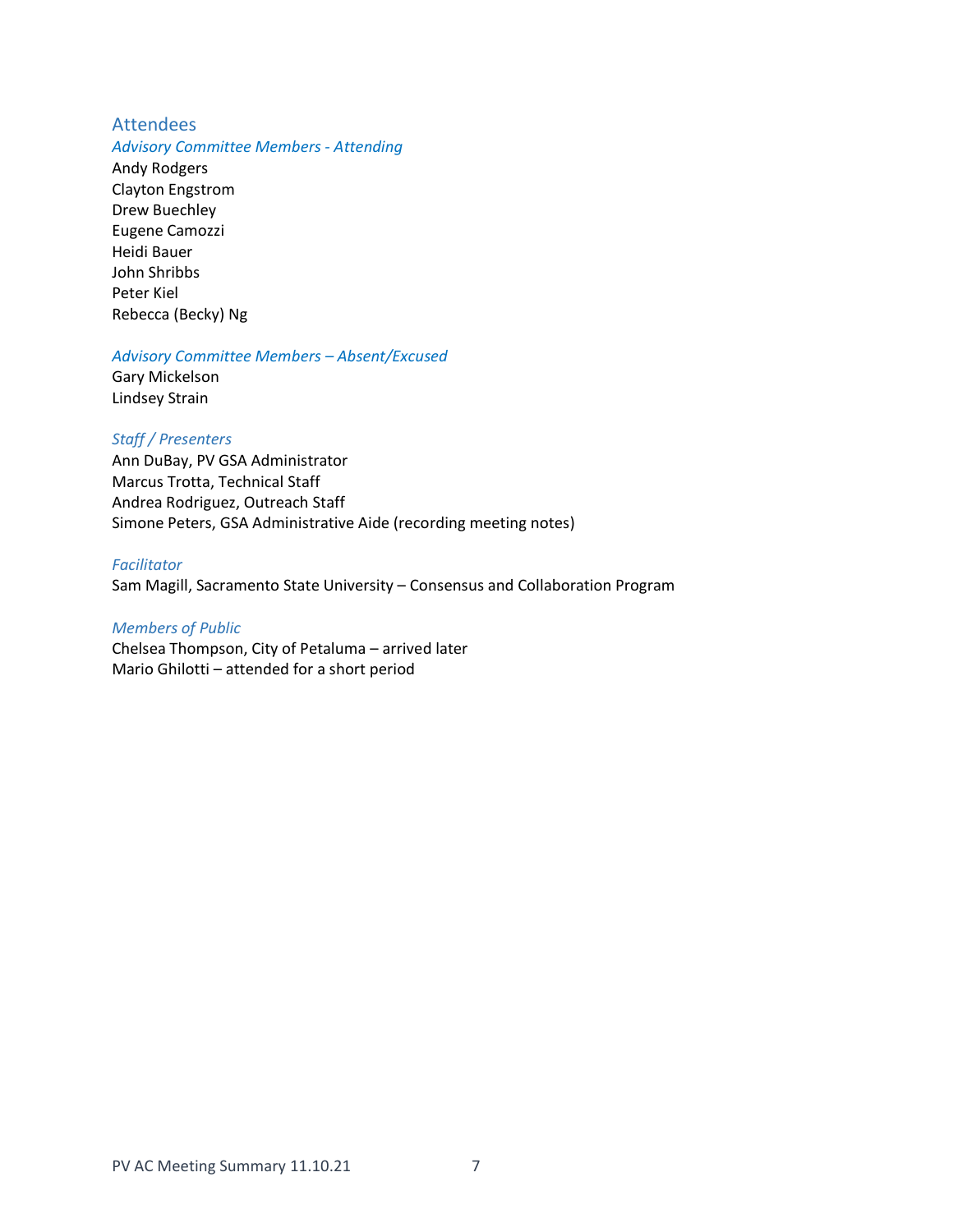## Attendees

### *Advisory Committee Members - Attending*

Andy Rodgers
Clayton Engstrom
Drew Buechley
Eugene Camozzi
Heidi Bauer
John Shribbs
Peter Kiel
Rebecca (Becky) Ng

### *Advisory Committee Members – Absent/Excused*

Gary Mickelson
Lindsey Strain

### *Staff / Presenters*

Ann DuBay, PV GSA Administrator
Marcus Trotta, Technical Staff
Andrea Rodriguez, Outreach Staff
Simone Peters, GSA Administrative Aide (recording meeting notes)

### *Facilitator*

Sam Magill, Sacramento State University – Consensus and Collaboration Program

### *Members of Public*

Chelsea Thompson, City of Petaluma – arrived later
Mario Ghilotti – attended for a short period